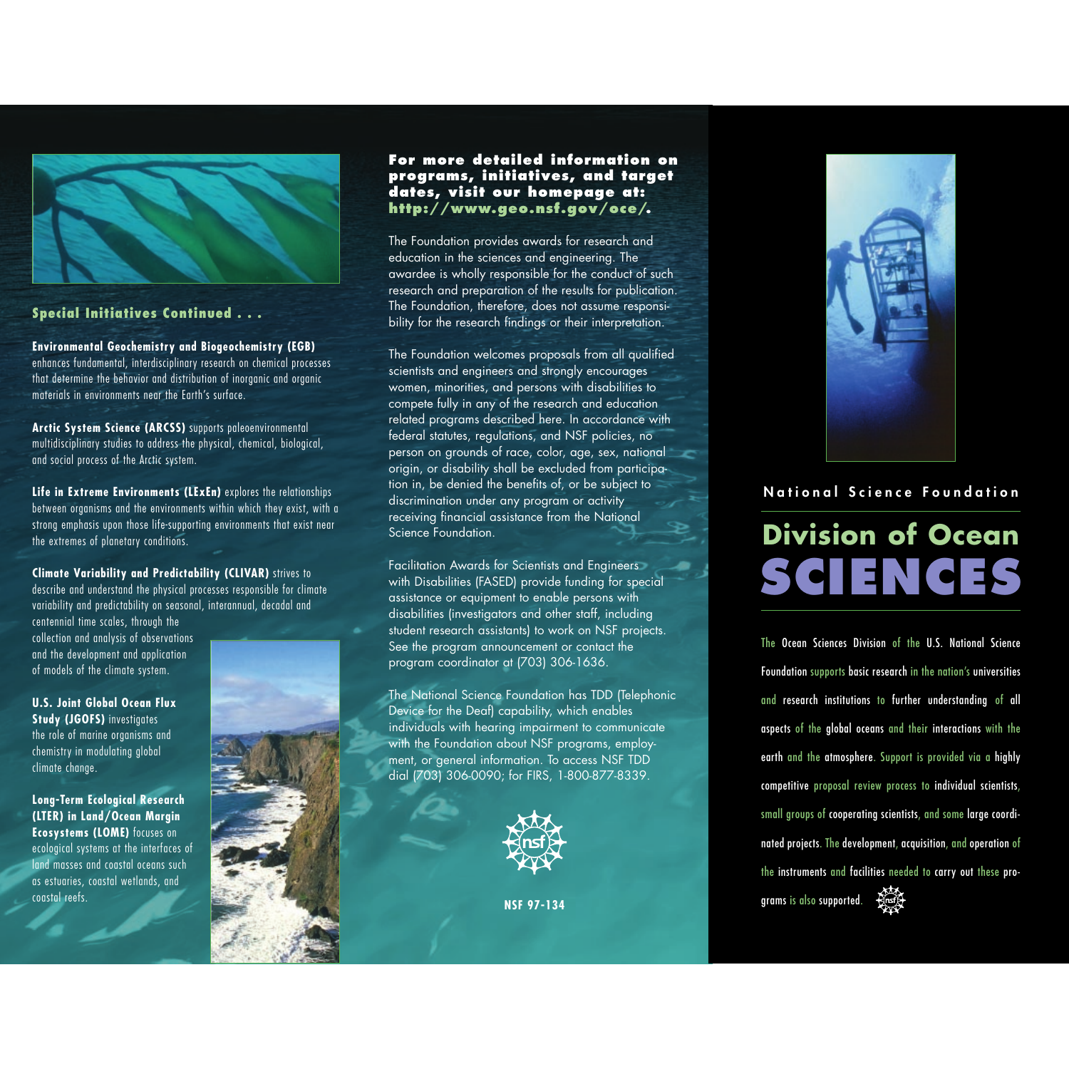## Special Initiatives Continued . . .

**Environmental Geochemistry and Biogeochemistry (EGB)** enhances fundamental, interdisciplinary research on chemical processes that determine the behavior and distribution of inorganic and organic materials in environments near the Earth's surface.

**Arctic System Science (ARCSS)** supports paleoenvironmental multidisciplinary studies to address the physical, chemical, biological, and social process of the Arctic system.

**Life in Extreme Environments (LExEn)** explores the relationships between organisms and the environments within which they exist, with a strong emphasis upon those life-supporting environments that exist near the extremes of planetary conditions.

**Climate Variability and Predictability (CLIVAR)** strives to describe and understand the physical processes responsible for climate variability and predictability on seasonal, interannual, decadal and centennial time scales, through the collection and analysis of observations and the development and application of models of the climate system.

**U.S. Joint Global Ocean Flux Study (JGOFS)** investigates the role of marine organisms and chemistry in modulating global climate change.

**Long-Term Ecological Research (LTER) in Land/Ocean Margin Ecosystems (LOME)** focuses on ecological systems at the interfaces of land masses and coastal oceans such as estuaries, coastal wetlands, and coastal reefs.

**For more detailed information on programs, initiatives, and target dates, visit our homepage at: http://www.geo.nsf.gov/oce/.**

The Foundation provides awards for research and education in the sciences and engineering. The awardee is wholly responsible for the conduct of such research and preparation of the results for publication. The Foundation, therefore, does not assume responsibility for the research findings or their interpretation.

The Foundation welcomes proposals from all qualified scientists and engineers and strongly encourages women, minorities, and persons with disabilities to compete fully in any of the research and education related programs described here. In accordance with federal statutes, regulations, and NSF policies, no person on grounds of race, color, age, sex, national origin, or disability shall be excluded from participation in, be denied the benefits of, or be subject to discrimination under any program or activity receiving financial assistance from the National Science Foundation.

Facilitation Awards for Scientists and Engineers with Disabilities (FASED) provide funding for special assistance or equipment to enable persons with disabilities (investigators and other staff, including student research assistants) to work on NSF projects. See the program announcement or contact the program coordinator at (703) 306-1636.

The National Science Foundation has TDD (Telephonic Device for the Deaf) capability, which enables individuals with hearing impairment to communicate with the Foundation about NSF programs, employment, or general information. To access NSF TDD dial (703) 306-0090; for FIRS, 1-800-877-8339.

NSF 97-134

National Science Foundation

# Division of Ocean SCIENCES

The Ocean Sciences Division of the U.S. National Science Foundation supports basic research in the nation's universities and research institutions to further understanding of all aspects of the global oceans and their interactions with the earth and the atmosphere. Support is provided via a highly competitive proposal review process to individual scientists, small groups of cooperating scientists, and some large coordinated projects. The development, acquisition, and operation of the instruments and facilities needed to carry out these programs is also supported.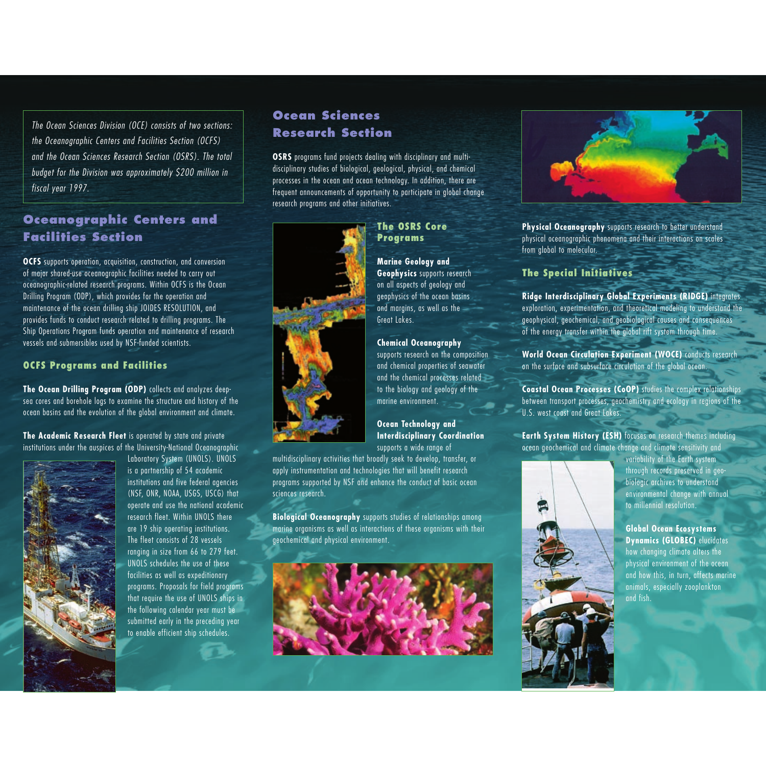*The Ocean Sciences Division (OCE) consists of two sections: the Oceanographic Centers and Facilities Section (OCFS) and the Ocean Sciences Research Section (OSRS). The total budget for the Division was approximately $200 million in fiscal year 1997.*

## Oceanographic Centers and Facilities Section

**OCFS** supports operation, acquisition, construction, and conversion of major shared-use oceanographic facilities needed to carry out oceanographic-related research programs. Within OCFS is the Ocean Drilling Program (ODP), which provides for the operation and maintenance of the ocean drilling ship JOIDES RESOLUTION, and provides funds to conduct research related to drilling programs. The Ship Operations Program funds operation and maintenance of research vessels and submersibles used by NSF-funded scientists.

### OCFS Programs and Facilities

**The Ocean Drilling Program (ODP)** collects and analyzes deep-sea cores and borehole logs to examine the structure and history of the ocean basins and the evolution of the global environment and climate.

**The Academic Research Fleet** is operated by state and private institutions under the auspices of the University-National Oceanographic Laboratory System (UNOLS). UNOLS is a partnership of 54 academic institutions and five federal agencies (NSF, ONR, NOAA, USGS, USCG) that operate and use the national academic research fleet. Within UNOLS there are 19 ship operating institutions. The fleet consists of 28 vessels ranging in size from 66 to 279 feet. UNOLS schedules the use of these facilities as well as expeditionary programs. Proposals for field programs that require the use of UNOLS ships in the following calendar year must be submitted early in the preceding year to enable efficient ship schedules.

## Ocean Sciences Research Section

**OSRS** programs fund projects dealing with disciplinary and multi-disciplinary studies of biological, geological, physical, and chemical processes in the ocean and ocean technology. In addition, there are frequent announcements of opportunity to participate in global change research programs and other initiatives.

### The OSRS Core Programs

**Marine Geology and Geophysics** supports research on all aspects of geology and geophysics of the ocean basins and margins, as well as the Great Lakes.

**Chemical Oceanography** supports research on the composition and chemical properties of seawater and the chemical processes related to the biology and geology of the marine environment.

**Ocean Technology and Interdisciplinary Coordination** supports a wide range of multidisciplinary activities that broadly seek to develop, transfer, or apply instrumentation and technologies that will benefit research programs supported by NSF and enhance the conduct of basic ocean sciences research.

**Biological Oceanography** supports studies of relationships among marine organisms as well as interactions of these organisms with their geochemical and physical environment.

**Physical Oceanography** supports research to better understand physical oceanographic phenomena and their interactions on scales from global to molecular.

### The Special Initiatives

**Ridge Interdisciplinary Global Experiments (RIDGE)** integrates exploration, experimentation, and theoretical modeling to understand the geophysical, geochemical, and geobiological causes and consequences of the energy transfer within the global rift system through time.

**World Ocean Circulation Experiment (WOCE)** conducts research on the surface and subsurface circulation of the global ocean.

**Coastal Ocean Processes (CoOP)** studies the complex relationships between transport processes, geochemistry and ecology in regions of the U.S. west coast and Great Lakes.

**Earth System History (ESH)** focuses on research themes including ocean geochemical and climate change and climate sensitivity and variability of the Earth system through records preserved in geo-biologic archives to understand environmental change with annual to millennial resolution.

**Global Ocean Ecosystems Dynamics (GLOBEC)** elucidates how changing climate alters the physical environment of the ocean and how this, in turn, affects marine animals, especially zooplankton and fish.